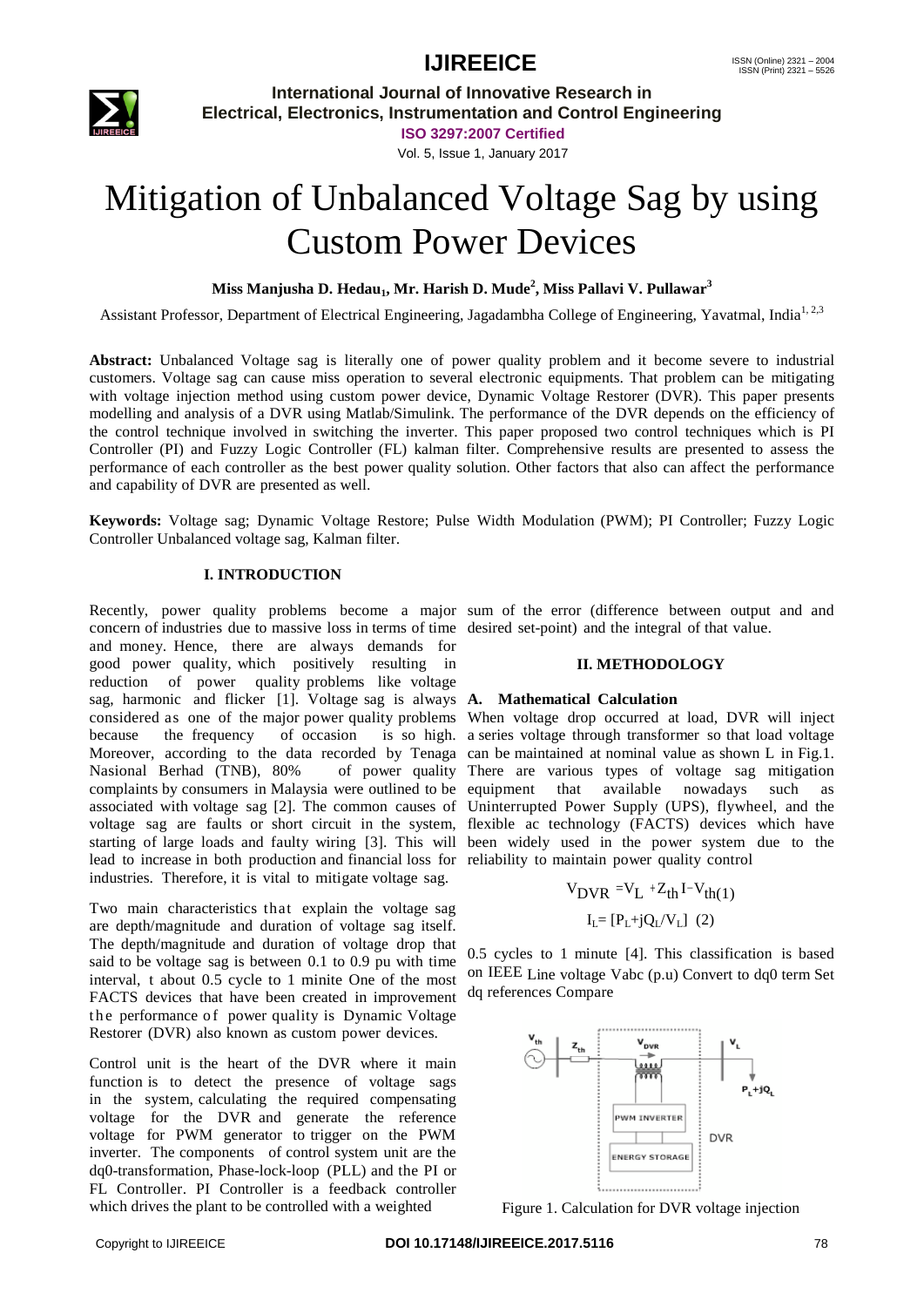# Mitigation of Unbalanced Voltage Sag by using Custom Power Devices

**Miss Manjusha D. Hedau[1], Mr. Harish D. Mude[2], Miss Pallavi V. Pullawar[3]**

Assistant Professor, Department of Electrical Engineering, Jagadambha College of Engineering, Yavatmal, India[1, 2,3]

**Abstract:** Unbalanced Voltage sag is literally one of power quality problem and it become severe to industrial customers. Voltage sag can cause miss operation to several electronic equipments. That problem can be mitigating with voltage injection method using custom power device, Dynamic Voltage Restorer (DVR). This paper presents modelling and analysis of a DVR using Matlab/Simulink. The performance of the DVR depends on the efficiency of the control technique involved in switching the inverter. This paper proposed two control techniques which is PI Controller (PI) and Fuzzy Logic Controller (FL) kalman filter. Comprehensive results are presented to assess the performance of each controller as the best power quality solution. Other factors that also can affect the performance and capability of DVR are presented as well.

**Keywords:** Voltage sag; Dynamic Voltage Restore; Pulse Width Modulation (PWM); PI Controller; Fuzzy Logic Controller Unbalanced voltage sag, Kalman filter.

## I. INTRODUCTION

Recently, power quality problems become a major concern of industries due to massive loss in terms of time and money. Hence, there are always demands for good power quality, which positively resulting in reduction of power quality problems like voltage sag, harmonic and flicker [1]. Voltage sag is always considered as one of the major power quality problems because the frequency of occasion is so high. Moreover, according to the data recorded by Tenaga Nasional Berhad (TNB), 80% of power quality complaints by consumers in Malaysia were outlined to be associated with voltage sag [2]. The common causes of voltage sag are faults or short circuit in the system, starting of large loads and faulty wiring [3]. This will lead to increase in both production and financial loss for industries. Therefore, it is vital to mitigate voltage sag.

Two main characteristics that explain the voltage sag are depth/magnitude and duration of voltage sag itself. The depth/magnitude and duration of voltage drop that said to be voltage sag is between 0.1 to 0.9 pu with time interval, t about 0.5 cycle to 1 minite One of the most FACTS devices that have been created in improvement the performance of power quality is Dynamic Voltage Restorer (DVR) also known as custom power devices.

Control unit is the heart of the DVR where it main function is to detect the presence of voltage sags in the system, calculating the required compensating voltage for the DVR and generate the reference voltage for PWM generator to trigger on the PWM inverter. The components of control system unit are the dq0-transformation, Phase-lock-loop (PLL) and the PI or FL Controller. PI Controller is a feedback controller which drives the plant to be controlled with a weighted sum of the error (difference between output and and desired set-point) and the integral of that value.

## II. METHODOLOGY

### A. Mathematical Calculation

When voltage drop occurred at load, DVR will inject a series voltage through transformer so that load voltage can be maintained at nominal value as shown L in Fig.1. There are various types of voltage sag mitigation equipment that available nowadays such as Uninterrupted Power Supply (UPS), flywheel, and the flexible ac technology (FACTS) devices which have been widely used in the power system due to the reliability to maintain power quality control

$$V_{DVR} = V_L + Z_{th} I - V_{th} \quad (1)$$

$$I_L = [P_L + jQ_L / V_L] \quad (2)$$

0.5 cycles to 1 minute [4]. This classification is based on IEEE Line voltage Vabc (p.u) Convert to dq0 term Set dq references Compare

Figure 1. Calculation for DVR voltage injection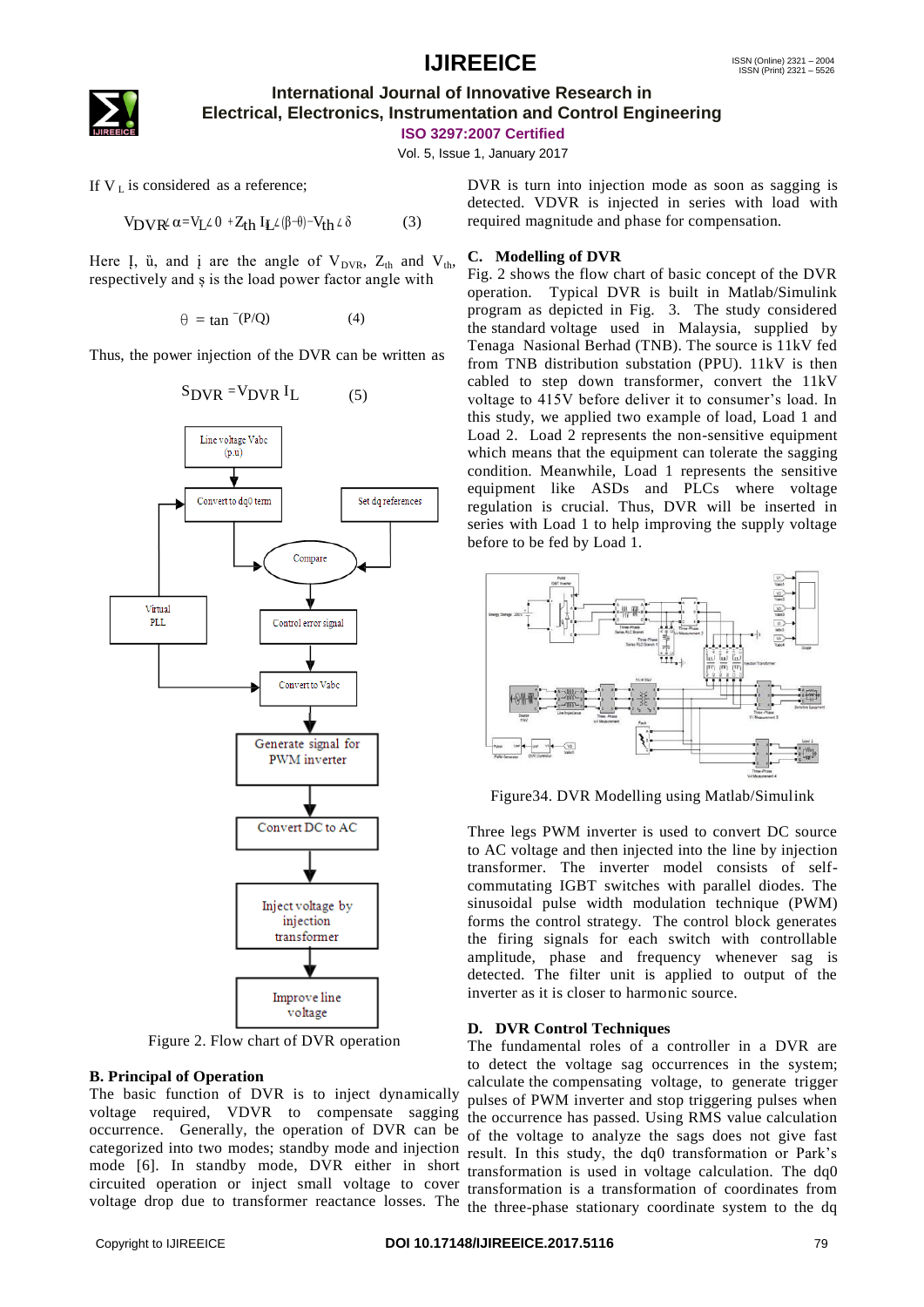If $V_L$ is considered as a reference;

$$V_{DVR} \angle \alpha = V_L \angle 0 + Z_{th} I_L \angle(\beta - \theta) - V_{th} \angle \delta \qquad (3)$$

Here Į, ü, and į are the angle of $V_{DVR}$, $Z_{th}$ and $V_{th}$, respectively and ş is the load power factor angle with

$$\theta = \tan^{-}(P/Q) \qquad (4)$$

Thus, the power injection of the DVR can be written as

$$S_{DVR} = V_{DVR} I_L \qquad (5)$$

Line voltage Vabc (p.u)

Convert to dq0 term

Set dq references

Compare

Virtual PLL

Control error signal

Convert to Vabc

Generate signal for PWM inverter

Convert DC to AC

Inject voltage by injection transformer

Improve line voltage

Figure 2. Flow chart of DVR operation

### B. Principal of Operation

The basic function of DVR is to inject dynamically voltage required, VDVR to compensate sagging occurrence. Generally, the operation of DVR can be categorized into two modes; standby mode and injection mode [6]. In standby mode, DVR either in short circuited operation or inject small voltage to cover voltage drop due to transformer reactance losses. The DVR is turn into injection mode as soon as sagging is detected. VDVR is injected in series with load with required magnitude and phase for compensation.

### C. Modelling of DVR

Fig. 2 shows the flow chart of basic concept of the DVR operation. Typical DVR is built in Matlab/Simulink program as depicted in Fig. 3. The study considered the standard voltage used in Malaysia, supplied by Tenaga Nasional Berhad (TNB). The source is 11kV fed from TNB distribution substation (PPU). 11kV is then cabled to step down transformer, convert the 11kV voltage to 415V before deliver it to consumer's load. In this study, we applied two example of load, Load 1 and Load 2. Load 2 represents the non-sensitive equipment which means that the equipment can tolerate the sagging condition. Meanwhile, Load 1 represents the sensitive equipment like ASDs and PLCs where voltage regulation is crucial. Thus, DVR will be inserted in series with Load 1 to help improving the supply voltage before to be fed by Load 1.

Figure34. DVR Modelling using Matlab/Simulink

Three legs PWM inverter is used to convert DC source to AC voltage and then injected into the line by injection transformer. The inverter model consists of self-commutating IGBT switches with parallel diodes. The sinusoidal pulse width modulation technique (PWM) forms the control strategy. The control block generates the firing signals for each switch with controllable amplitude, phase and frequency whenever sag is detected. The filter unit is applied to output of the inverter as it is closer to harmonic source.

### D. DVR Control Techniques

The fundamental roles of a controller in a DVR are to detect the voltage sag occurrences in the system; calculate the compensating voltage, to generate trigger pulses of PWM inverter and stop triggering pulses when the occurrence has passed. Using RMS value calculation of the voltage to analyze the sags does not give fast result. In this study, the dq0 transformation or Park's transformation is used in voltage calculation. The dq0 transformation is a transformation of coordinates from the three-phase stationary coordinate system to the dq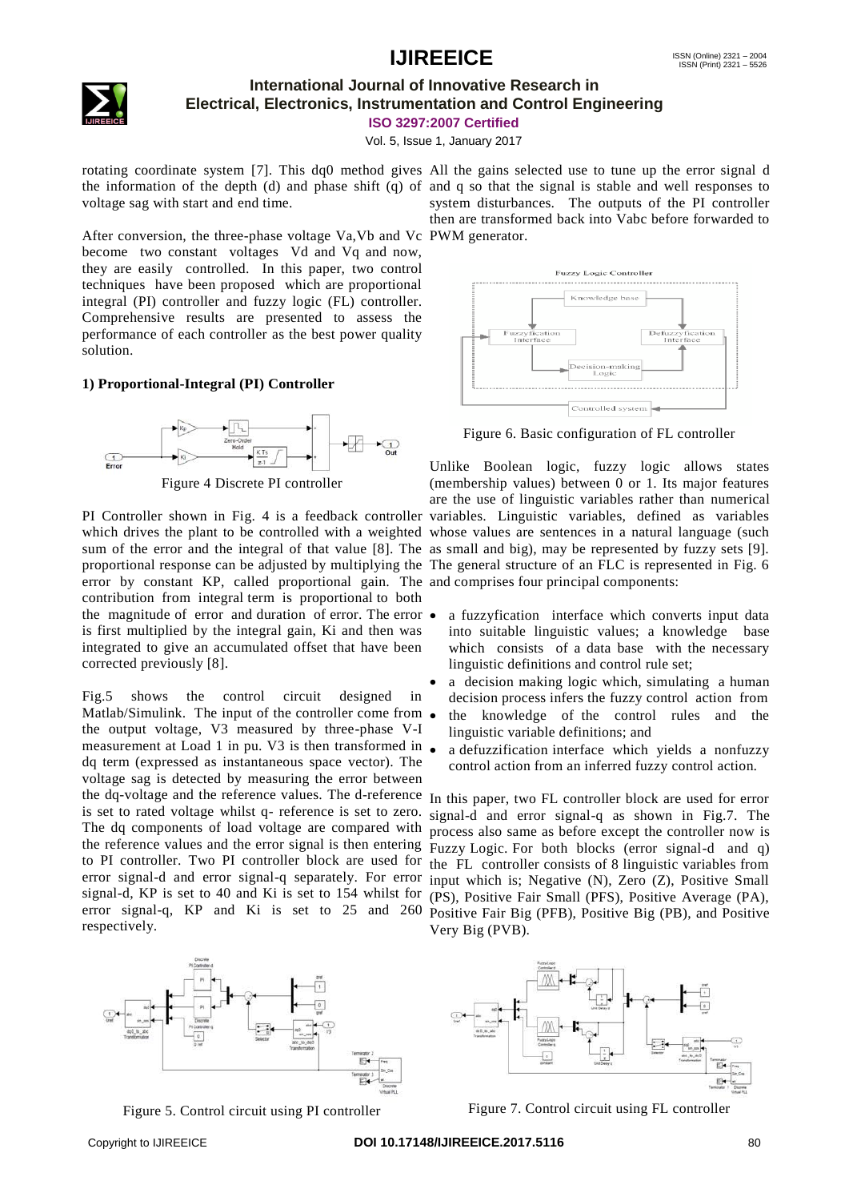rotating coordinate system [7]. This dq0 method gives the information of the depth (d) and phase shift (q) of voltage sag with start and end time.

After conversion, the three-phase voltage Va,Vb and Vc become two constant voltages Vd and Vq and now, they are easily controlled. In this paper, two control techniques have been proposed which are proportional integral (PI) controller and fuzzy logic (FL) controller. Comprehensive results are presented to assess the performance of each controller as the best power quality solution.

**1) Proportional-Integral (PI) Controller**

Figure 4 Discrete PI controller

PI Controller shown in Fig. 4 is a feedback controller which drives the plant to be controlled with a weighted sum of the error and the integral of that value [8]. The proportional response can be adjusted by multiplying the error by constant KP, called proportional gain. The contribution from integral term is proportional to both the magnitude of error and duration of error. The error is first multiplied by the integral gain, Ki and then was integrated to give an accumulated offset that have been corrected previously [8].

Fig.5 shows the control circuit designed in Matlab/Simulink. The input of the controller come from the output voltage, V3 measured by three-phase V-I measurement at Load 1 in pu. V3 is then transformed in dq term (expressed as instantaneous space vector). The voltage sag is detected by measuring the error between the dq-voltage and the reference values. The d-reference is set to rated voltage whilst q- reference is set to zero. The dq components of load voltage are compared with the reference values and the error signal is then entering to PI controller. Two PI controller block are used for error signal-d and error signal-q separately. For error signal-d, KP is set to 40 and Ki is set to 154 whilst for error signal-q, KP and Ki is set to 25 and 260 respectively.

All the gains selected use to tune up the error signal d and q so that the signal is stable and well responses to system disturbances. The outputs of the PI controller then are transformed back into Vabc before forwarded to PWM generator.

Figure 6. Basic configuration of FL controller

Unlike Boolean logic, fuzzy logic allows states (membership values) between 0 or 1. Its major features are the use of linguistic variables rather than numerical variables. Linguistic variables, defined as variables whose values are sentences in a natural language (such as small and big), may be represented by fuzzy sets [9]. The general structure of an FLC is represented in Fig. 6 and comprises four principal components:

- a fuzzyfication interface which converts input data into suitable linguistic values; a knowledge base which consists of a data base with the necessary linguistic definitions and control rule set;
- a decision making logic which, simulating a human decision process infers the fuzzy control action from
- the knowledge of the control rules and the linguistic variable definitions; and
- a defuzzification interface which yields a nonfuzzy control action from an inferred fuzzy control action.

In this paper, two FL controller block are used for error signal-d and error signal-q as shown in Fig.7. The process also same as before except the controller now is Fuzzy Logic. For both blocks (error signal-d and q) the FL controller consists of 8 linguistic variables from input which is; Negative (N), Zero (Z), Positive Small (PS), Positive Fair Small (PFS), Positive Average (PA), Positive Fair Big (PFB), Positive Big (PB), and Positive Very Big (PVB).

Figure 5. Control circuit using PI controller

Figure 7. Control circuit using FL controller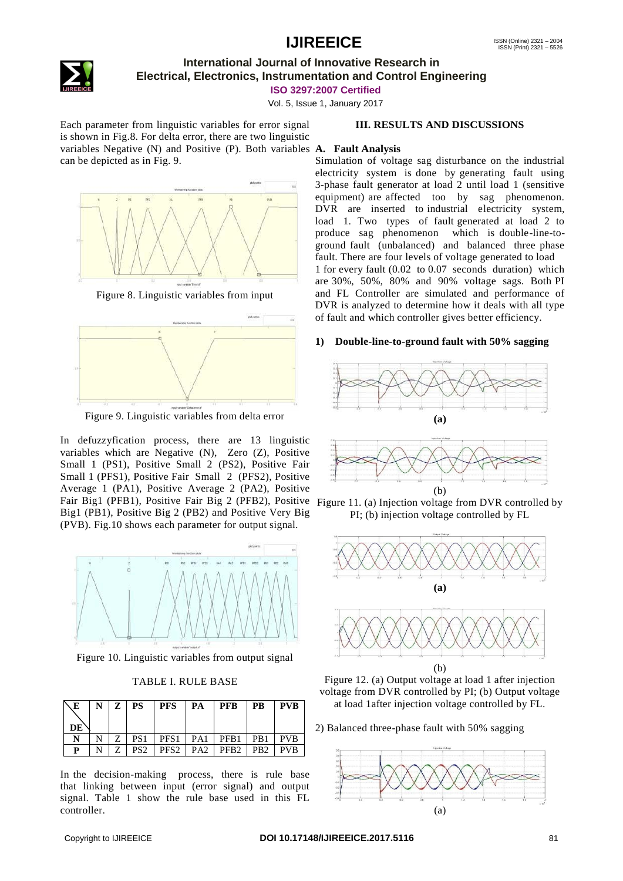Each parameter from linguistic variables for error signal is shown in Fig.8. For delta error, there are two linguistic variables Negative (N) and Positive (P). Both variables can be depicted as in Fig. 9.

Figure 8. Linguistic variables from input

Figure 9. Linguistic variables from delta error

In defuzzyfication process, there are 13 linguistic variables which are Negative (N), Zero (Z), Positive Small 1 (PS1), Positive Small 2 (PS2), Positive Fair Small 1 (PFS1), Positive Fair Small 2 (PFS2), Positive Average 1 (PA1), Positive Average 2 (PA2), Positive Fair Big1 (PFB1), Positive Fair Big 2 (PFB2), Positive Big1 (PB1), Positive Big 2 (PB2) and Positive Very Big (PVB). Fig.10 shows each parameter for output signal.

Figure 10. Linguistic variables from output signal

TABLE I. RULE BASE

| E / DE | N | Z | PS | PFS | PA | PFB | PB | PVB |
|---|---|---|---|---|---|---|---|---|
| N | N | Z | PS1 | PFS1 | PA1 | PFB1 | PB1 | PVB |
| P | N | Z | PS2 | PFS2 | PA2 | PFB2 | PB2 | PVB |

In the decision-making process, there is rule base that linking between input (error signal) and output signal. Table 1 show the rule base used in this FL controller.

## III. RESULTS AND DISCUSSIONS

### A. Fault Analysis

Simulation of voltage sag disturbance on the industrial electricity system is done by generating fault using 3-phase fault generator at load 2 until load 1 (sensitive equipment) are affected too by sag phenomenon. DVR are inserted to industrial electricity system, load 1. Two types of fault generated at load 2 to produce sag phenomenon which is double-line-to-ground fault (unbalanced) and balanced three phase fault. There are four levels of voltage generated to load 1 for every fault (0.02 to 0.07 seconds duration) which are 30%, 50%, 80% and 90% voltage sags. Both PI and FL Controller are simulated and performance of DVR is analyzed to determine how it deals with all type of fault and which controller gives better efficiency.

#### 1) Double-line-to-ground fault with 50% sagging

(a)

(b)

Figure 11. (a) Injection voltage from DVR controlled by PI; (b) injection voltage controlled by FL

(a)

(b)

Figure 12. (a) Output voltage at load 1 after injection voltage from DVR controlled by PI; (b) Output voltage at load 1after injection voltage controlled by FL.

#### 2) Balanced three-phase fault with 50% sagging

(a)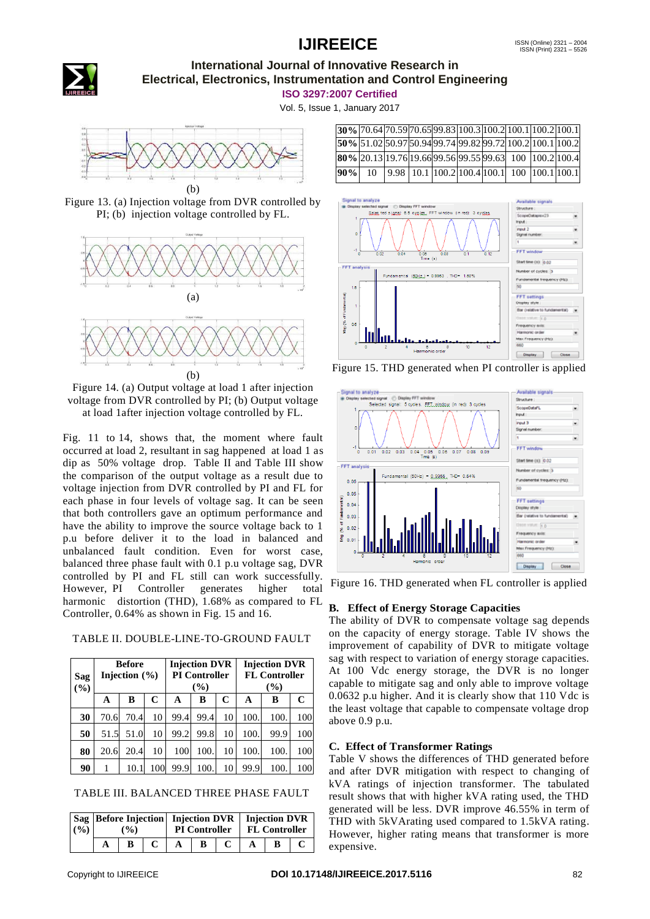(b)

Figure 13. (a) Injection voltage from DVR controlled by PI; (b) injection voltage controlled by FL.

(a)

(b)

Figure 14. (a) Output voltage at load 1 after injection voltage from DVR controlled by PI; (b) Output voltage at load 1after injection voltage controlled by FL.

Fig. 11 to 14, shows that, the moment where fault occurred at load 2, resultant in sag happened at load 1 as dip as 50% voltage drop. Table II and Table III show the comparison of the output voltage as a result due to voltage injection from DVR controlled by PI and FL for each phase in four levels of voltage sag. It can be seen that both controllers gave an optimum performance and have the ability to improve the source voltage back to 1 p.u before deliver it to the load in balanced and unbalanced fault condition. Even for worst case, balanced three phase fault with 0.1 p.u voltage sag, DVR controlled by PI and FL still can work successfully. However, PI Controller generates higher total harmonic distortion (THD), 1.68% as compared to FL Controller, 0.64% as shown in Fig. 15 and 16.

TABLE II. DOUBLE-LINE-TO-GROUND FAULT

| Sag (%) | Before Injection (%) | | | Injection DVR PI Controller (%) | | | Injection DVR FL Controller (%) | | |
|---|---|---|---|---|---|---|---|---|---|
| | A | B | C | A | B | C | A | B | C |
| 30 | 70.6 | 70.4 | 10 | 99.4 | 99.4 | 10 | 100. | 100. | 100 |
| 50 | 51.5 | 51.0 | 10 | 99.2 | 99.8 | 10 | 100. | 99.9 | 100 |
| 80 | 20.6 | 20.4 | 10 | 100 | 100. | 10 | 100. | 100. | 100 |
| 90 | 1 | 10.1 | 100 | 99.9 | 100. | 10 | 99.9 | 100. | 100 |

TABLE III. BALANCED THREE PHASE FAULT

| Sag (%) | Before Injection (%) | | | Injection DVR PI Controller | | | Injection DVR FL Controller | | |
|---|---|---|---|---|---|---|---|---|---|
| | A | B | C | A | B | C | A | B | C |
| 30% | 70.64 | 70.59 | 70.65 | 99.83 | 100.3 | 100.2 | 100.1 | 100.2 | 100.1 |
| 50% | 51.02 | 50.97 | 50.94 | 99.74 | 99.82 | 99.72 | 100.2 | 100.1 | 100.2 |
| 80% | 20.13 | 19.76 | 19.66 | 99.56 | 99.55 | 99.63 | 100 | 100.2 | 100.4 |
| 90% | 10 | 9.98 | 10.1 | 100.2 | 100.4 | 100.1 | 100 | 100.1 | 100.1 |

Figure 15. THD generated when PI controller is applied

Figure 16. THD generated when FL controller is applied

### B. Effect of Energy Storage Capacities

The ability of DVR to compensate voltage sag depends on the capacity of energy storage. Table IV shows the improvement of capability of DVR to mitigate voltage sag with respect to variation of energy storage capacities. At 100 Vdc energy storage, the DVR is no longer capable to mitigate sag and only able to improve voltage 0.0632 p.u higher. And it is clearly show that 110 Vdc is the least voltage that capable to compensate voltage drop above 0.9 p.u.

### C. Effect of Transformer Ratings

Table V shows the differences of THD generated before and after DVR mitigation with respect to changing of kVA ratings of injection transformer. The tabulated result shows that with higher kVA rating used, the THD generated will be less. DVR improve 46.55% in term of THD with 5kVArating used compared to 1.5kVA rating. However, higher rating means that transformer is more expensive.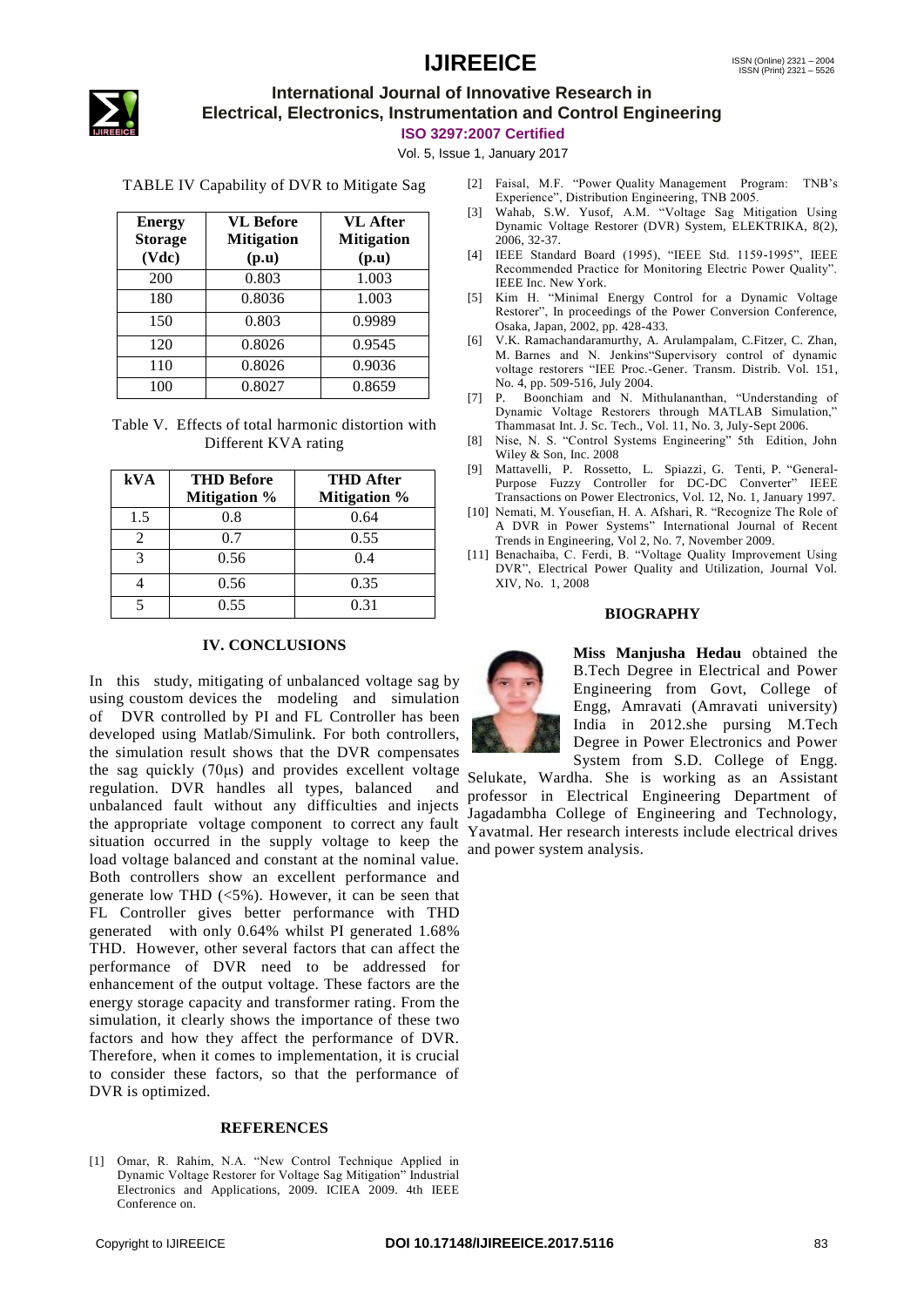TABLE IV Capability of DVR to Mitigate Sag

| Energy Storage (Vdc) | VL Before Mitigation (p.u) | VL After Mitigation (p.u) |
|---|---|---|
| 200 | 0.803 | 1.003 |
| 180 | 0.8036 | 1.003 |
| 150 | 0.803 | 0.9989 |
| 120 | 0.8026 | 0.9545 |
| 110 | 0.8026 | 0.9036 |
| 100 | 0.8027 | 0.8659 |

Table V. Effects of total harmonic distortion with Different KVA rating

| kVA | THD Before Mitigation % | THD After Mitigation % |
|---|---|---|
| 1.5 | 0.8 | 0.64 |
| 2 | 0.7 | 0.55 |
| 3 | 0.56 | 0.4 |
| 4 | 0.56 | 0.35 |
| 5 | 0.55 | 0.31 |

## IV. CONCLUSIONS

In this study, mitigating of unbalanced voltage sag by using coustom devices the modeling and simulation of DVR controlled by PI and FL Controller has been developed using Matlab/Simulink. For both controllers, the simulation result shows that the DVR compensates the sag quickly (70μs) and provides excellent voltage regulation. DVR handles all types, balanced and unbalanced fault without any difficulties and injects the appropriate voltage component to correct any fault situation occurred in the supply voltage to keep the load voltage balanced and constant at the nominal value. Both controllers show an excellent performance and generate low THD (<5%). However, it can be seen that FL Controller gives better performance with THD generated with only 0.64% whilst PI generated 1.68% THD. However, other several factors that can affect the performance of DVR need to be addressed for enhancement of the output voltage. These factors are the energy storage capacity and transformer rating. From the simulation, it clearly shows the importance of these two factors and how they affect the performance of DVR. Therefore, when it comes to implementation, it is crucial to consider these factors, so that the performance of DVR is optimized.

## REFERENCES

[1] Omar, R. Rahim, N.A. "New Control Technique Applied in Dynamic Voltage Restorer for Voltage Sag Mitigation" Industrial Electronics and Applications, 2009. ICIEA 2009. 4th IEEE Conference on.

[2] Faisal, M.F. "Power Quality Management Program: TNB's Experience", Distribution Engineering, TNB 2005.

[3] Wahab, S.W. Yusof, A.M. "Voltage Sag Mitigation Using Dynamic Voltage Restorer (DVR) System, ELEKTRIKA, 8(2), 2006, 32-37.

[4] IEEE Standard Board (1995), "IEEE Std. 1159-1995", IEEE Recommended Practice for Monitoring Electric Power Quality". IEEE Inc. New York.

[5] Kim H. "Minimal Energy Control for a Dynamic Voltage Restorer", In proceedings of the Power Conversion Conference, Osaka, Japan, 2002, pp. 428-433.

[6] V.K. Ramachandaramurthy, A. Arulampalam, C.Fitzer, C. Zhan, M. Barnes and N. Jenkins"Supervisory control of dynamic voltage restorers "IEE Proc.-Gener. Transm. Distrib. Vol. 151, No. 4, pp. 509-516, July 2004.

[7] P. Boonchiam and N. Mithulananthan, "Understanding of Dynamic Voltage Restorers through MATLAB Simulation," Thammasat Int. J. Sc. Tech., Vol. 11, No. 3, July-Sept 2006.

[8] Nise, N. S. "Control Systems Engineering" 5th Edition, John Wiley & Son, Inc. 2008

[9] Mattavelli, P. Rossetto, L. Spiazzi, G. Tenti, P. "General-Purpose Fuzzy Controller for DC-DC Converter" IEEE Transactions on Power Electronics, Vol. 12, No. 1, January 1997.

[10] Nemati, M. Yousefian, H. A. Afshari, R. "Recognize The Role of A DVR in Power Systems" International Journal of Recent Trends in Engineering, Vol 2, No. 7, November 2009.

[11] Benachaiba, C. Ferdi, B. "Voltage Quality Improvement Using DVR", Electrical Power Quality and Utilization, Journal Vol. XIV, No. 1, 2008

## BIOGRAPHY

**Miss Manjusha Hedau** obtained the B.Tech Degree in Electrical and Power Engineering from Govt, College of Engg, Amravati (Amravati university) India in 2012.she pursing M.Tech Degree in Power Electronics and Power System from S.D. College of Engg. Selukate, Wardha. She is working as an Assistant professor in Electrical Engineering Department of Jagadambha College of Engineering and Technology, Yavatmal. Her research interests include electrical drives and power system analysis.